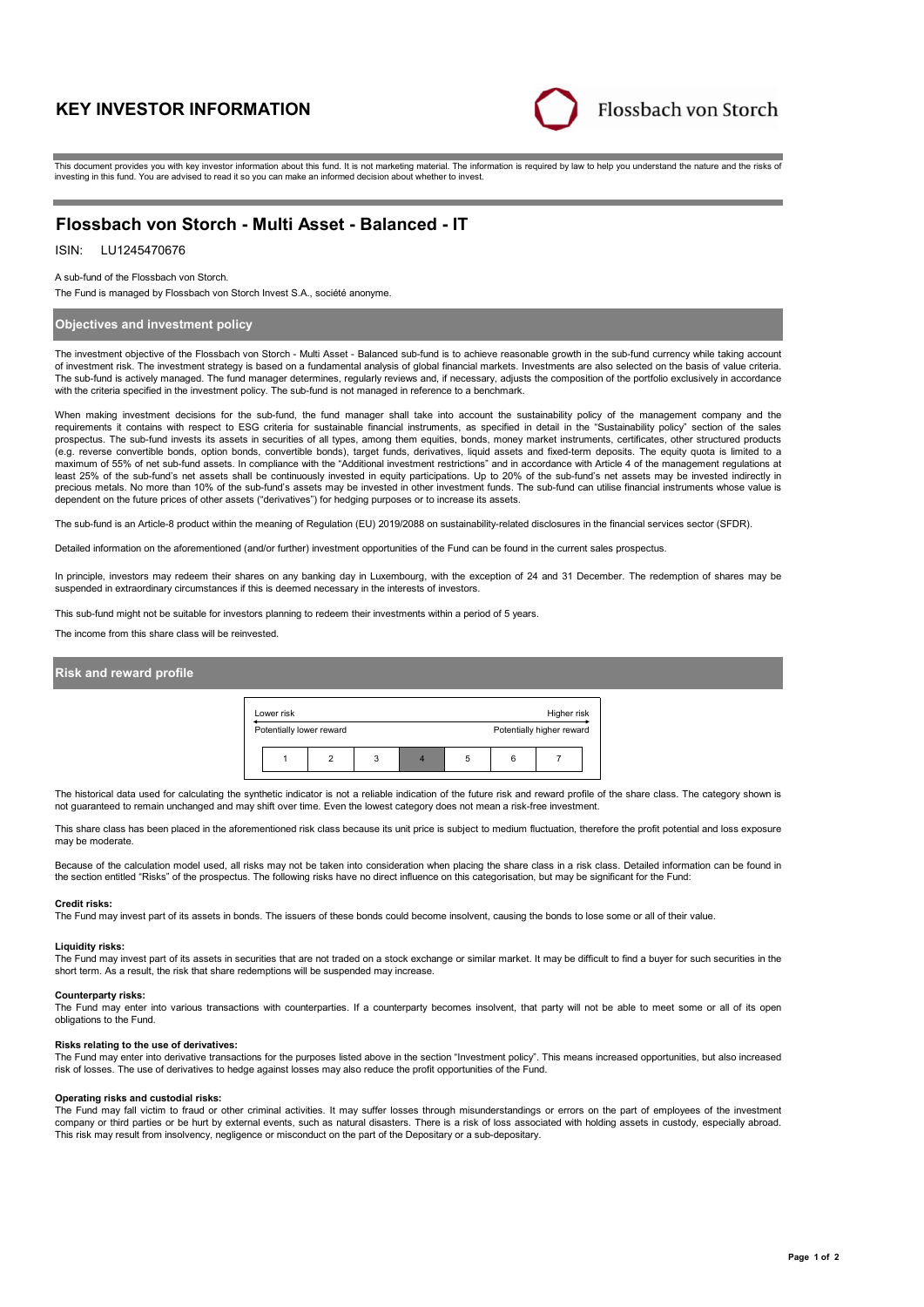# KEY INVESTOR INFORMATION

Flossbach von Storch

This document provides you with key investor information about this fund. It is not marketing material. The information is required by law to help you understand the nature and the risks of investing in this fund. You are advised to read it so you can make an informed decision about whether to invest.

## Flossbach von Storch - Multi Asset - Balanced - IT

ISIN: LU1245470676

A sub-fund of the Flossbach von Storch.

The Fund is managed by Flossbach von Storch Invest S.A., société anonyme.

### Objectives and investment policy

The investment objective of the Flossbach von Storch - Multi Asset - Balanced sub-fund is to achieve reasonable growth in the sub-fund currency while taking account of investment risk. The investment strategy is based on a fundamental analysis of global financial markets. Investments are also selected on the basis of value criteria. The sub-fund is actively managed. The fund manager determines, regularly reviews and, if necessary, adjusts the composition of the portfolio exclusively in accordance with the criteria specified in the investment policy. The sub-fund is not managed in reference to a benchmark.

When making investment decisions for the sub-fund, the fund manager shall take into account the sustainability policy of the management company and the requirements it contains with respect to ESG criteria for sustainable financial instruments, as specified in detail in the "Sustainability policy" section of the sales prospectus. The sub-fund invests its assets in securities of all types, among them equities, bonds, money market instruments, certificates, other structured products (e.g. reverse convertible bonds, option bonds, convertible bonds), target funds, derivatives, liquid assets and fixed-term deposits. The equity quota is limited to a maximum of 55% of net sub-fund assets. In compliance with the "Additional investment restrictions" and in accordance with Article 4 of the management regulations at least 25% of the sub-fund's net assets shall be continuously invested in equity participations. Up to 20% of the sub-fund's net assets may be invested indirectly in precious metals. No more than 10% of the sub-fund's assets may be invested in other investment funds. The sub-fund can utilise financial instruments whose value is dependent on the future prices of other assets ("derivatives") for hedging purposes or to increase its assets.

The sub-fund is an Article-8 product within the meaning of Regulation (EU) 2019/2088 on sustainability-related disclosures in the financial services sector (SFDR).

Detailed information on the aforementioned (and/or further) investment opportunities of the Fund can be found in the current sales prospectus.

In principle, investors may redeem their shares on any banking day in Luxembourg, with the exception of 24 and 31 December. The redemption of shares may be suspended in extraordinary circumstances if this is deemed necessary in the interests of investors.

This sub-fund might not be suitable for investors planning to redeem their investments within a period of 5 years.

The income from this share class will be reinvested.

### Risk and reward profile

| Lower risk | | | | | | Higher risk |
|---|---|---|---|---|---|---|
| Potentially lower reward | | | | | | Potentially higher reward |
| 1 | 2 | 3 | **4** | 5 | 6 | 7 |

The historical data used for calculating the synthetic indicator is not a reliable indication of the future risk and reward profile of the share class. The category shown is not guaranteed to remain unchanged and may shift over time. Even the lowest category does not mean a risk-free investment.

This share class has been placed in the aforementioned risk class because its unit price is subject to medium fluctuation, therefore the profit potential and loss exposure may be moderate.

Because of the calculation model used, all risks may not be taken into consideration when placing the share class in a risk class. Detailed information can be found in the section entitled "Risks" of the prospectus. The following risks have no direct influence on this categorisation, but may be significant for the Fund:

**Credit risks:**
The Fund may invest part of its assets in bonds. The issuers of these bonds could become insolvent, causing the bonds to lose some or all of their value.

**Liquidity risks:**
The Fund may invest part of its assets in securities that are not traded on a stock exchange or similar market. It may be difficult to find a buyer for such securities in the short term. As a result, the risk that share redemptions will be suspended may increase.

**Counterparty risks:**
The Fund may enter into various transactions with counterparties. If a counterparty becomes insolvent, that party will not be able to meet some or all of its open obligations to the Fund.

**Risks relating to the use of derivatives:**
The Fund may enter into derivative transactions for the purposes listed above in the section "Investment policy". This means increased opportunities, but also increased risk of losses. The use of derivatives to hedge against losses may also reduce the profit opportunities of the Fund.

**Operating risks and custodial risks:**
The Fund may fall victim to fraud or other criminal activities. It may suffer losses through misunderstandings or errors on the part of employees of the investment company or third parties or be hurt by external events, such as natural disasters. There is a risk of loss associated with holding assets in custody, especially abroad. This risk may result from insolvency, negligence or misconduct on the part of the Depositary or a sub-depositary.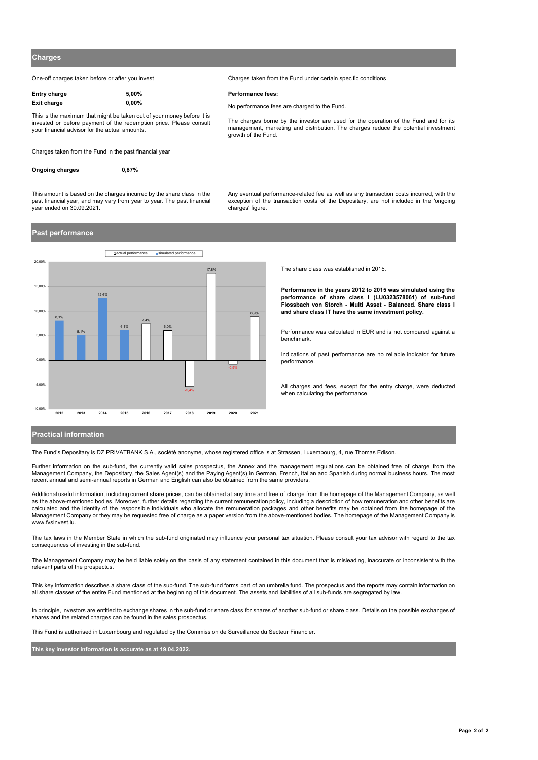## Charges

One-off charges taken before or after you invest

| | |
|---|---|
| **Entry charge** | **5,00%** |
| **Exit charge** | **0,00%** |

This is the maximum that might be taken out of your money before it is invested or before payment of the redemption price. Please consult your financial advisor for the actual amounts.

Charges taken from the Fund in the past financial year

| | |
|---|---|
| **Ongoing charges** | **0,87%** |

This amount is based on the charges incurred by the share class in the past financial year, and may vary from year to year. The past financial year ended on 30.09.2021.

Charges taken from the Fund under certain specific conditions

**Performance fees:**

No performance fees are charged to the Fund.

The charges borne by the investor are used for the operation of the Fund and for its management, marketing and distribution. The charges reduce the potential investment growth of the Fund.

Any eventual performance-related fee as well as any transaction costs incurred, with the exception of the transaction costs of the Depositary, are not included in the 'ongoing charges' figure.

## Past performance

actual performance
simulated performance

20,00%
15,00%
10,00%
5,00%
0,00%
-5,00%
-10,00%

8,1% 5,1% 12,6% 6,1% 7,4% 6,0% -5,4% 17,8% -0,9% 8,9%

2012 2013 2014 2015 2016 2017 2018 2019 2020 2021

The share class was established in 2015.

**Performance in the years 2012 to 2015 was simulated using the performance of share class I (LU0323578061) of sub-fund Flossbach von Storch - Multi Asset - Balanced. Share class I and share class IT have the same investment policy.**

Performance was calculated in EUR and is not compared against a benchmark.

Indications of past performance are no reliable indicator for future performance.

All charges and fees, except for the entry charge, were deducted when calculating the performance.

## Practical information

The Fund's Depositary is DZ PRIVATBANK S.A., société anonyme, whose registered office is at Strassen, Luxembourg, 4, rue Thomas Edison.

Further information on the sub-fund, the currently valid sales prospectus, the Annex and the management regulations can be obtained free of charge from the Management Company, the Depositary, the Sales Agent(s) and the Paying Agent(s) in German, French, Italian and Spanish during normal business hours. The most recent annual and semi-annual reports in German and English can also be obtained from the same providers.

Additional useful information, including current share prices, can be obtained at any time and free of charge from the homepage of the Management Company, as well as the above-mentioned bodies. Moreover, further details regarding the current remuneration policy, including a description of how remuneration and other benefits are calculated and the identity of the responsible individuals who allocate the remuneration packages and other benefits may be obtained from the homepage of the Management Company or they may be requested free of charge as a paper version from the above-mentioned bodies. The homepage of the Management Company is www.fvsinvest.lu.

The tax laws in the Member State in which the sub-fund originated may influence your personal tax situation. Please consult your tax advisor with regard to the tax consequences of investing in the sub-fund.

The Management Company may be held liable solely on the basis of any statement contained in this document that is misleading, inaccurate or inconsistent with the relevant parts of the prospectus.

This key information describes a share class of the sub-fund. The sub-fund forms part of an umbrella fund. The prospectus and the reports may contain information on all share classes of the entire Fund mentioned at the beginning of this document. The assets and liabilities of all sub-funds are segregated by law.

In principle, investors are entitled to exchange shares in the sub-fund or share class for shares of another sub-fund or share class. Details on the possible exchanges of shares and the related charges can be found in the sales prospectus.

This Fund is authorised in Luxembourg and regulated by the Commission de Surveillance du Secteur Financier.

**This key investor information is accurate as at 19.04.2022.**